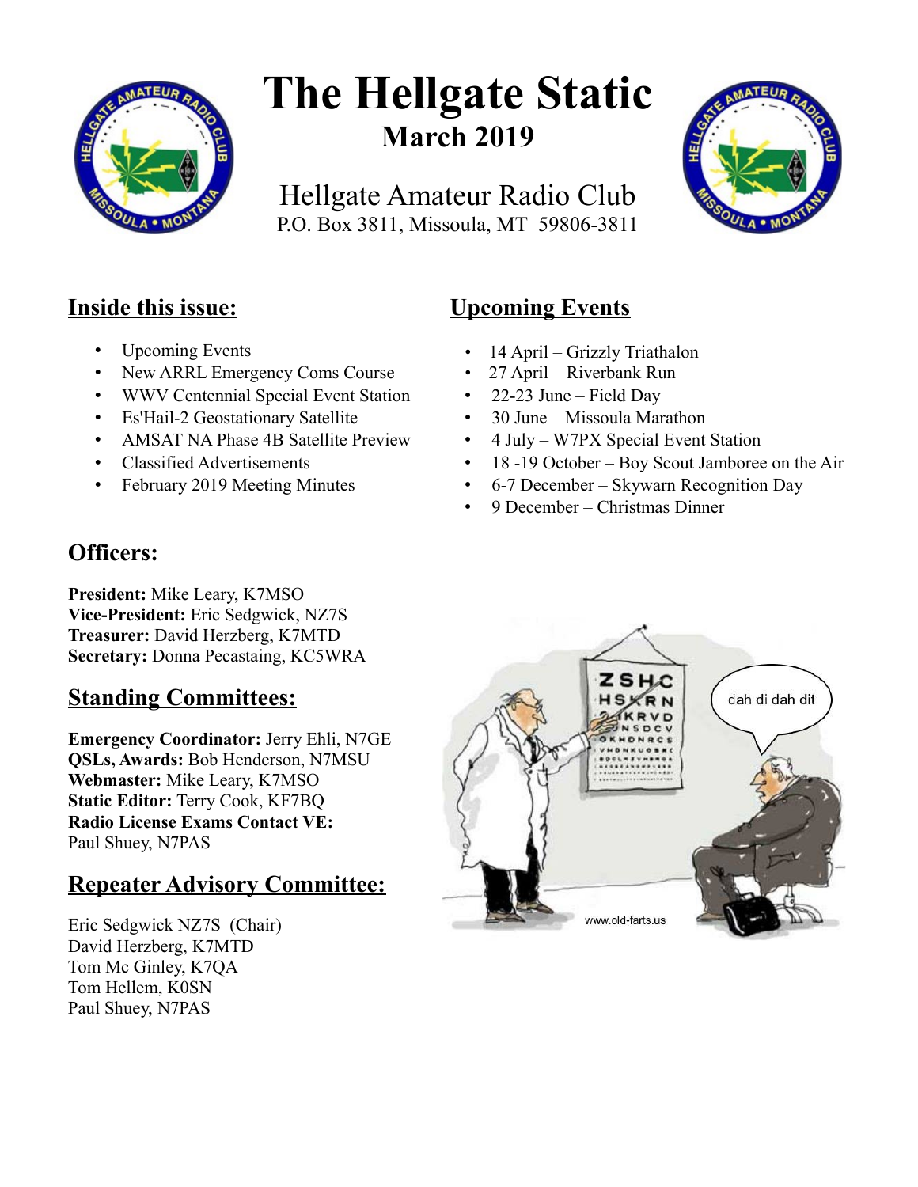# The Hellgate Static

## March 2019

Hellgate Amateur Radio Club
P.O. Box 3811, Missoula, MT 59806-3811

## Inside this issue:

- Upcoming Events
- New ARRL Emergency Coms Course
- WWV Centennial Special Event Station
- Es'Hail-2 Geostationary Satellite
- AMSAT NA Phase 4B Satellite Preview
- Classified Advertisements
- February 2019 Meeting Minutes

## Upcoming Events

- 14 April – Grizzly Triathalon
- 27 April – Riverbank Run
- 22-23 June – Field Day
- 30 June – Missoula Marathon
- 4 July – W7PX Special Event Station
- 18 -19 October – Boy Scout Jamboree on the Air
- 6-7 December – Skywarn Recognition Day
- 9 December – Christmas Dinner

## Officers:

**President:** Mike Leary, K7MSO
**Vice-President:** Eric Sedgwick, NZ7S
**Treasurer:** David Herzberg, K7MTD
**Secretary:** Donna Pecastaing, KC5WRA

## Standing Committees:

**Emergency Coordinator:** Jerry Ehli, N7GE
**QSLs, Awards:** Bob Henderson, N7MSU
**Webmaster:** Mike Leary, K7MSO
**Static Editor:** Terry Cook, KF7BQ
**Radio License Exams Contact VE:** Paul Shuey, N7PAS

## Repeater Advisory Committee:

Eric Sedgwick NZ7S (Chair)
David Herzberg, K7MTD
Tom Mc Ginley, K7QA
Tom Hellem, K0SN
Paul Shuey, N7PAS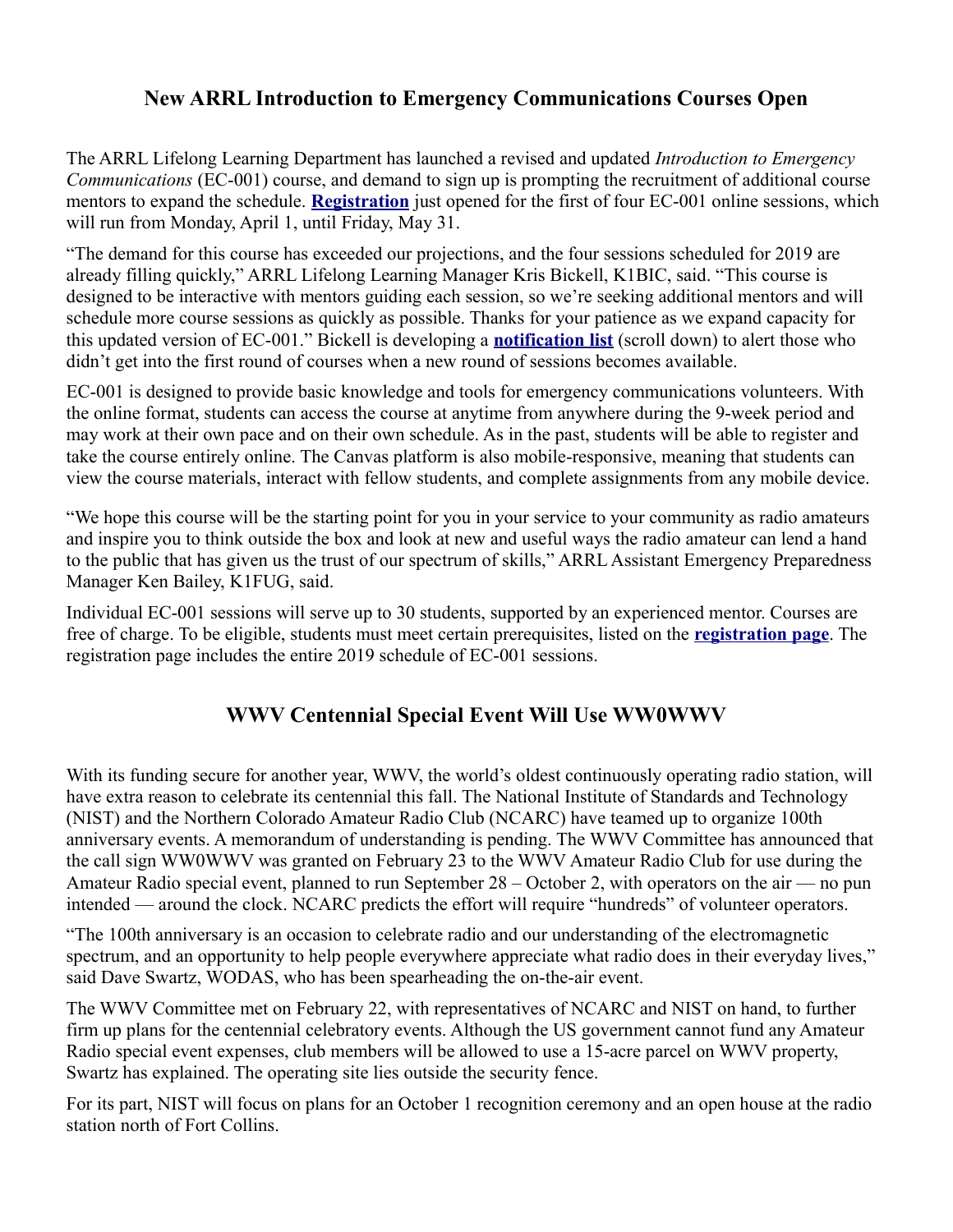## New ARRL Introduction to Emergency Communications Courses Open

The ARRL Lifelong Learning Department has launched a revised and updated *Introduction to Emergency Communications* (EC-001) course, and demand to sign up is prompting the recruitment of additional course mentors to expand the schedule. **Registration** just opened for the first of four EC-001 online sessions, which will run from Monday, April 1, until Friday, May 31.

"The demand for this course has exceeded our projections, and the four sessions scheduled for 2019 are already filling quickly," ARRL Lifelong Learning Manager Kris Bickell, K1BIC, said. "This course is designed to be interactive with mentors guiding each session, so we're seeking additional mentors and will schedule more course sessions as quickly as possible. Thanks for your patience as we expand capacity for this updated version of EC-001." Bickell is developing a **notification list** (scroll down) to alert those who didn't get into the first round of courses when a new round of sessions becomes available.

EC-001 is designed to provide basic knowledge and tools for emergency communications volunteers. With the online format, students can access the course at anytime from anywhere during the 9-week period and may work at their own pace and on their own schedule. As in the past, students will be able to register and take the course entirely online. The Canvas platform is also mobile-responsive, meaning that students can view the course materials, interact with fellow students, and complete assignments from any mobile device.

"We hope this course will be the starting point for you in your service to your community as radio amateurs and inspire you to think outside the box and look at new and useful ways the radio amateur can lend a hand to the public that has given us the trust of our spectrum of skills," ARRL Assistant Emergency Preparedness Manager Ken Bailey, K1FUG, said.

Individual EC-001 sessions will serve up to 30 students, supported by an experienced mentor. Courses are free of charge. To be eligible, students must meet certain prerequisites, listed on the **registration page**. The registration page includes the entire 2019 schedule of EC-001 sessions.

## WWV Centennial Special Event Will Use WW0WWV

With its funding secure for another year, WWV, the world's oldest continuously operating radio station, will have extra reason to celebrate its centennial this fall. The National Institute of Standards and Technology (NIST) and the Northern Colorado Amateur Radio Club (NCARC) have teamed up to organize 100th anniversary events. A memorandum of understanding is pending. The WWV Committee has announced that the call sign WW0WWV was granted on February 23 to the WWV Amateur Radio Club for use during the Amateur Radio special event, planned to run September 28 – October 2, with operators on the air — no pun intended — around the clock. NCARC predicts the effort will require "hundreds" of volunteer operators.

"The 100th anniversary is an occasion to celebrate radio and our understanding of the electromagnetic spectrum, and an opportunity to help people everywhere appreciate what radio does in their everyday lives," said Dave Swartz, W0DAS, who has been spearheading the on-the-air event.

The WWV Committee met on February 22, with representatives of NCARC and NIST on hand, to further firm up plans for the centennial celebratory events. Although the US government cannot fund any Amateur Radio special event expenses, club members will be allowed to use a 15-acre parcel on WWV property, Swartz has explained. The operating site lies outside the security fence.

For its part, NIST will focus on plans for an October 1 recognition ceremony and an open house at the radio station north of Fort Collins.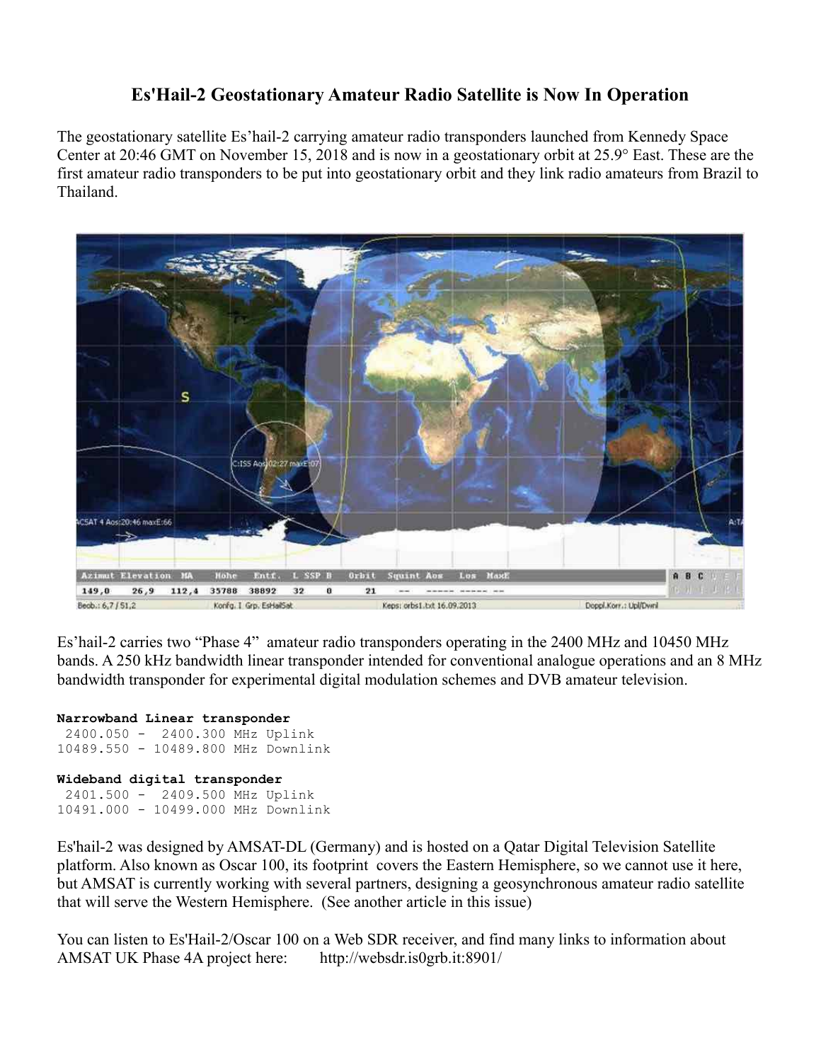# Es'Hail-2 Geostationary Amateur Radio Satellite is Now In Operation

The geostationary satellite Es'hail-2 carrying amateur radio transponders launched from Kennedy Space Center at 20:46 GMT on November 15, 2018 and is now in a geostationary orbit at 25.9° East. These are the first amateur radio transponders to be put into geostationary orbit and they link radio amateurs from Brazil to Thailand.

Es'hail-2 carries two "Phase 4" amateur radio transponders operating in the 2400 MHz and 10450 MHz bands. A 250 kHz bandwidth linear transponder intended for conventional analogue operations and an 8 MHz bandwidth transponder for experimental digital modulation schemes and DVB amateur television.

```
Narrowband Linear transponder
 2400.050 -  2400.300 MHz Uplink
10489.550 - 10489.800 MHz Downlink

Wideband digital transponder
 2401.500 -  2409.500 MHz Uplink
10491.000 - 10499.000 MHz Downlink
```

Es'hail-2 was designed by AMSAT-DL (Germany) and is hosted on a Qatar Digital Television Satellite platform. Also known as Oscar 100, its footprint covers the Eastern Hemisphere, so we cannot use it here, but AMSAT is currently working with several partners, designing a geosynchronous amateur radio satellite that will serve the Western Hemisphere. (See another article in this issue)

You can listen to Es'Hail-2/Oscar 100 on a Web SDR receiver, and find many links to information about AMSAT UK Phase 4A project here: http://websdr.is0grb.it:8901/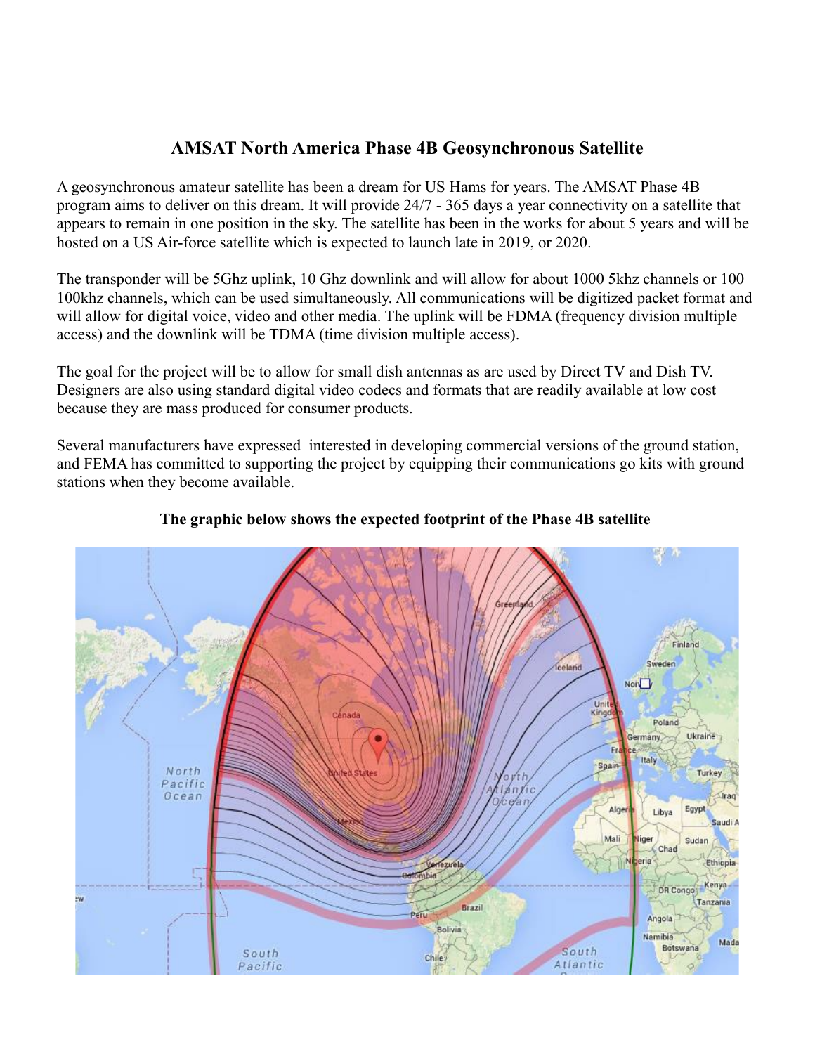## AMSAT North America Phase 4B Geosynchronous Satellite

A geosynchronous amateur satellite has been a dream for US Hams for years. The AMSAT Phase 4B program aims to deliver on this dream. It will provide 24/7 - 365 days a year connectivity on a satellite that appears to remain in one position in the sky. The satellite has been in the works for about 5 years and will be hosted on a US Air-force satellite which is expected to launch late in 2019, or 2020.

The transponder will be 5Ghz uplink, 10 Ghz downlink and will allow for about 1000 5khz channels or 100 100khz channels, which can be used simultaneously. All communications will be digitized packet format and will allow for digital voice, video and other media. The uplink will be FDMA (frequency division multiple access) and the downlink will be TDMA (time division multiple access).

The goal for the project will be to allow for small dish antennas as are used by Direct TV and Dish TV. Designers are also using standard digital video codecs and formats that are readily available at low cost because they are mass produced for consumer products.

Several manufacturers have expressed interested in developing commercial versions of the ground station, and FEMA has committed to supporting the project by equipping their communications go kits with ground stations when they become available.

**The graphic below shows the expected footprint of the Phase 4B satellite**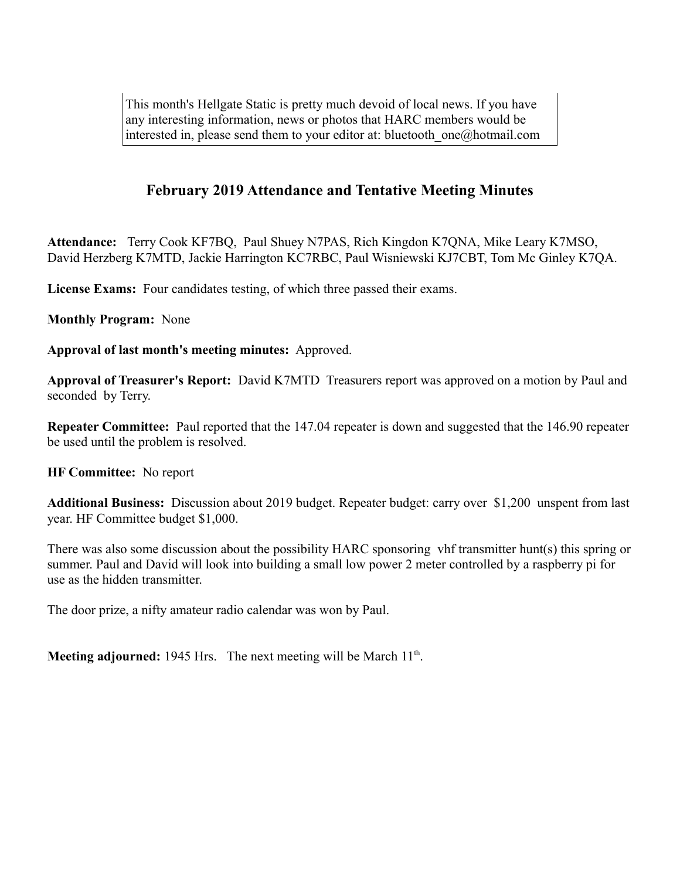This month's Hellgate Static is pretty much devoid of local news. If you have any interesting information, news or photos that HARC members would be interested in, please send them to your editor at: bluetooth_one@hotmail.com

## February 2019 Attendance and Tentative Meeting Minutes

**Attendance:** Terry Cook KF7BQ, Paul Shuey N7PAS, Rich Kingdon K7QNA, Mike Leary K7MSO, David Herzberg K7MTD, Jackie Harrington KC7RBC, Paul Wisniewski KJ7CBT, Tom Mc Ginley K7QA.

**License Exams:** Four candidates testing, of which three passed their exams.

**Monthly Program:** None

**Approval of last month's meeting minutes:** Approved.

**Approval of Treasurer's Report:** David K7MTD Treasurers report was approved on a motion by Paul and seconded by Terry.

**Repeater Committee:** Paul reported that the 147.04 repeater is down and suggested that the 146.90 repeater be used until the problem is resolved.

**HF Committee:** No report

**Additional Business:** Discussion about 2019 budget. Repeater budget: carry over $1,200 unspent from last year. HF Committee budget $1,000.

There was also some discussion about the possibility HARC sponsoring vhf transmitter hunt(s) this spring or summer. Paul and David will look into building a small low power 2 meter controlled by a raspberry pi for use as the hidden transmitter.

The door prize, a nifty amateur radio calendar was won by Paul.

**Meeting adjourned:** 1945 Hrs. The next meeting will be March 11th.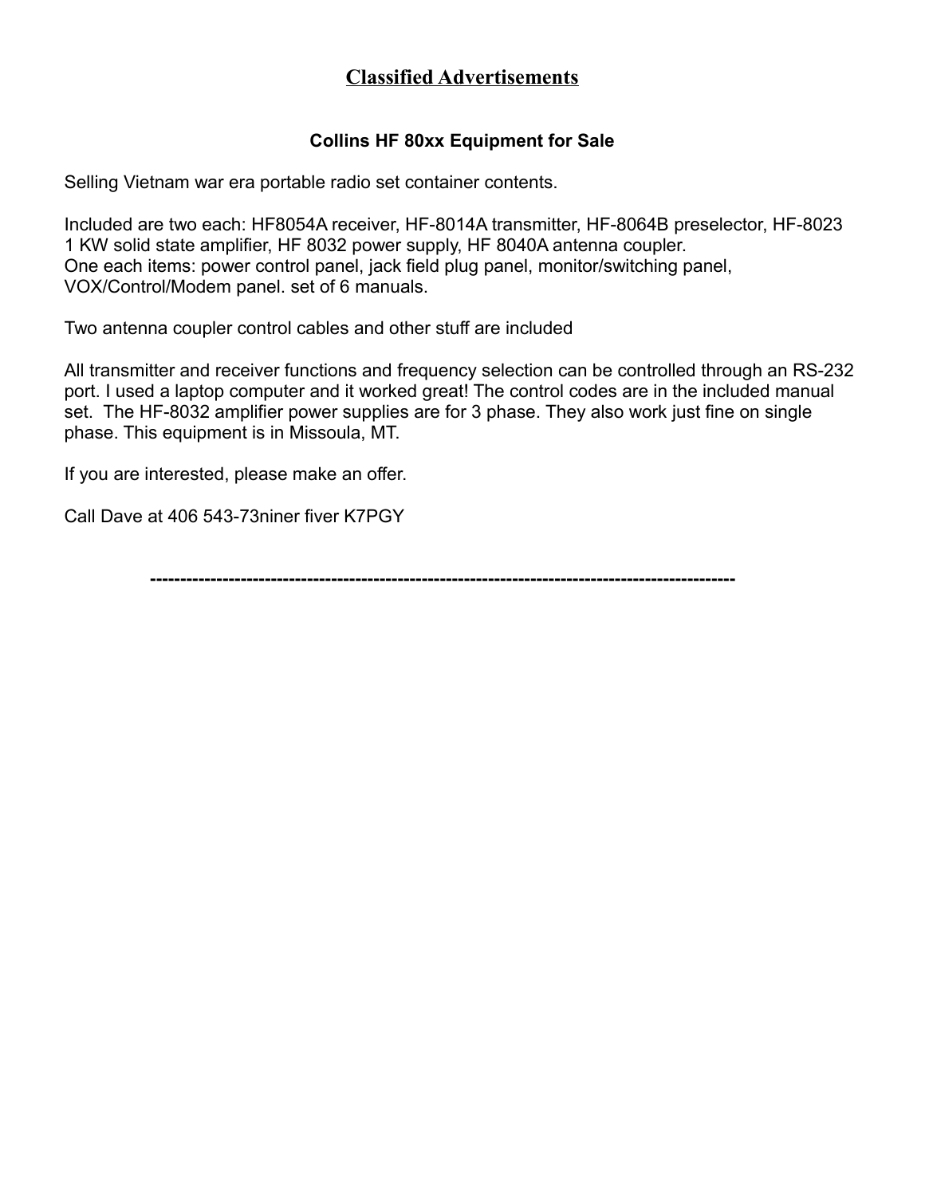# Classified Advertisements

### Collins HF 80xx Equipment for Sale

Selling Vietnam war era portable radio set container contents.

Included are two each: HF8054A receiver, HF-8014A transmitter, HF-8064B preselector, HF-8023 1 KW solid state amplifier, HF 8032 power supply, HF 8040A antenna coupler.
One each items: power control panel, jack field plug panel, monitor/switching panel, VOX/Control/Modem panel. set of 6 manuals.

Two antenna coupler control cables and other stuff are included

All transmitter and receiver functions and frequency selection can be controlled through an RS-232 port. I used a laptop computer and it worked great! The control codes are in the included manual set. The HF-8032 amplifier power supplies are for 3 phase. They also work just fine on single phase. This equipment is in Missoula, MT.

If you are interested, please make an offer.

Call Dave at 406 543-73niner fiver K7PGY

---